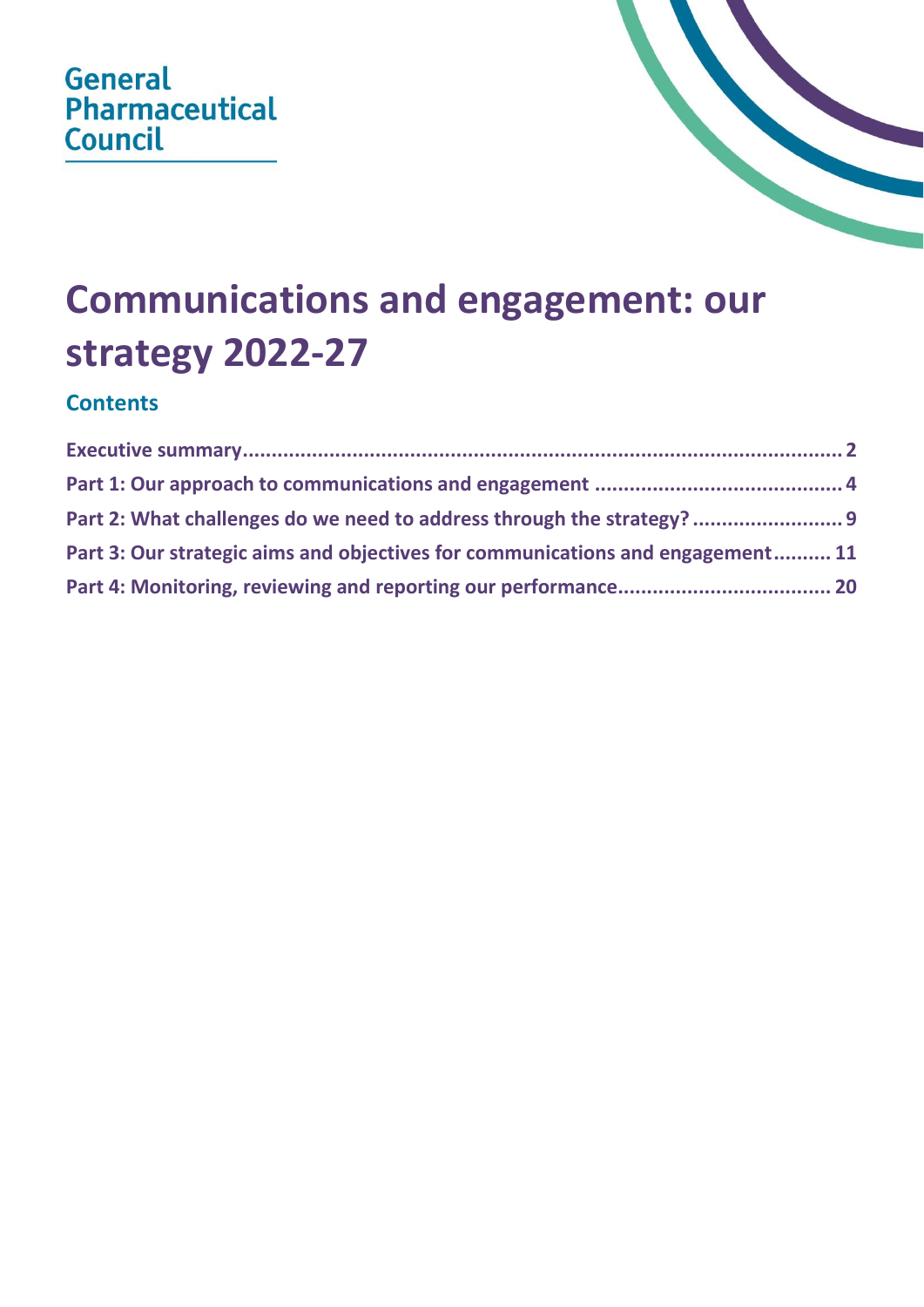General Pharmaceutical Council

# Communications and engagement: our strategy 2022-27

## Contents

**Executive summary** ........ 2
**Part 1: Our approach to communications and engagement** ........ 4
**Part 2: What challenges do we need to address through the strategy?** ........ 9
**Part 3: Our strategic aims and objectives for communications and engagement** ........ 11
**Part 4: Monitoring, reviewing and reporting our performance** ........ 20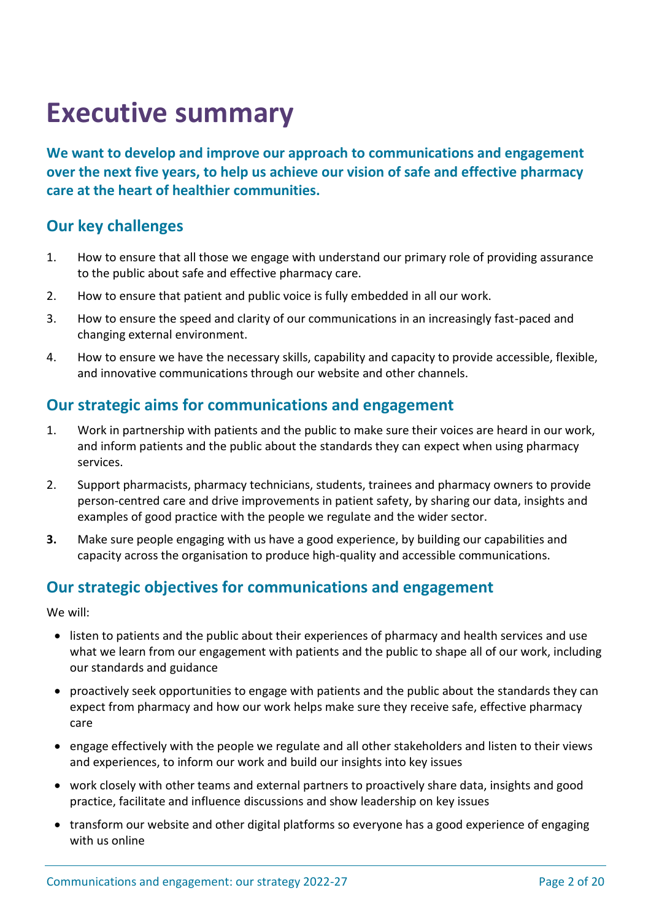# Executive summary

**We want to develop and improve our approach to communications and engagement over the next five years, to help us achieve our vision of safe and effective pharmacy care at the heart of healthier communities.**

## Our key challenges

1. How to ensure that all those we engage with understand our primary role of providing assurance to the public about safe and effective pharmacy care.
2. How to ensure that patient and public voice is fully embedded in all our work.
3. How to ensure the speed and clarity of our communications in an increasingly fast-paced and changing external environment.
4. How to ensure we have the necessary skills, capability and capacity to provide accessible, flexible, and innovative communications through our website and other channels.

## Our strategic aims for communications and engagement

1. Work in partnership with patients and the public to make sure their voices are heard in our work, and inform patients and the public about the standards they can expect when using pharmacy services.
2. Support pharmacists, pharmacy technicians, students, trainees and pharmacy owners to provide person-centred care and drive improvements in patient safety, by sharing our data, insights and examples of good practice with the people we regulate and the wider sector.
3. Make sure people engaging with us have a good experience, by building our capabilities and capacity across the organisation to produce high-quality and accessible communications.

## Our strategic objectives for communications and engagement

We will:

- listen to patients and the public about their experiences of pharmacy and health services and use what we learn from our engagement with patients and the public to shape all of our work, including our standards and guidance
- proactively seek opportunities to engage with patients and the public about the standards they can expect from pharmacy and how our work helps make sure they receive safe, effective pharmacy care
- engage effectively with the people we regulate and all other stakeholders and listen to their views and experiences, to inform our work and build our insights into key issues
- work closely with other teams and external partners to proactively share data, insights and good practice, facilitate and influence discussions and show leadership on key issues
- transform our website and other digital platforms so everyone has a good experience of engaging with us online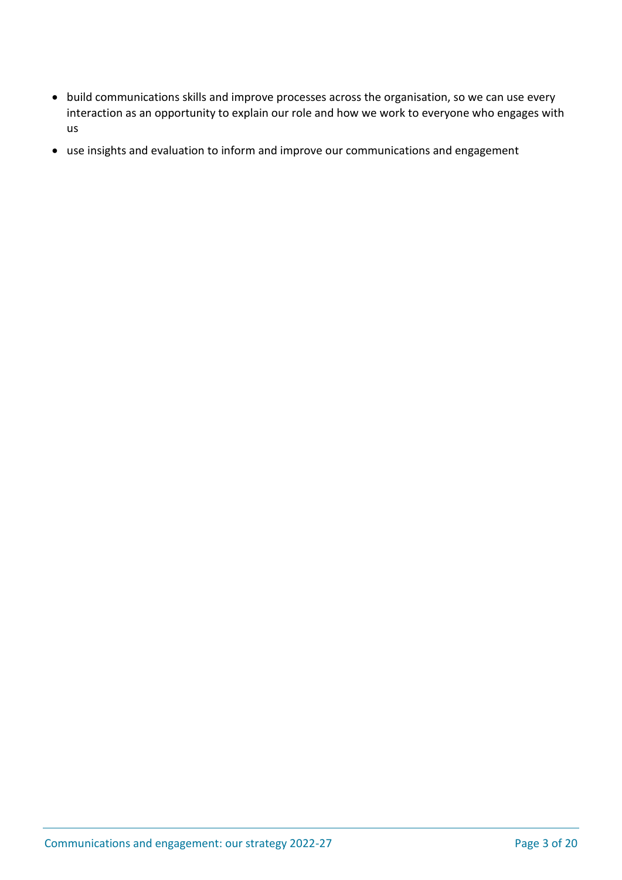- build communications skills and improve processes across the organisation, so we can use every interaction as an opportunity to explain our role and how we work to everyone who engages with us
- use insights and evaluation to inform and improve our communications and engagement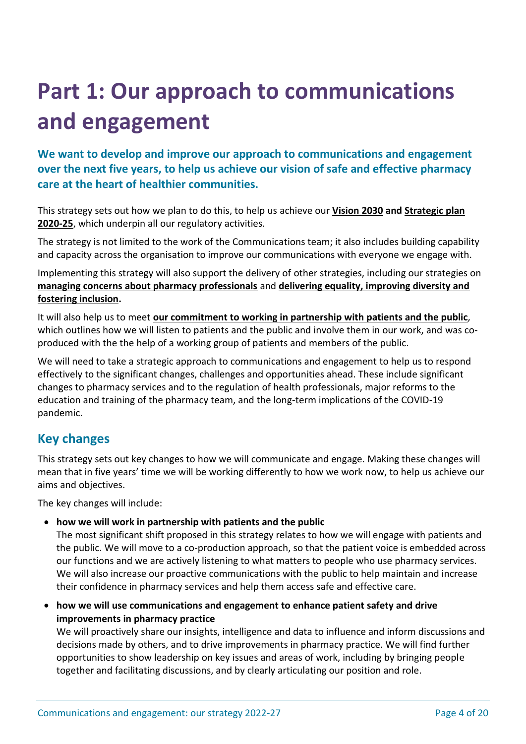# Part 1: Our approach to communications and engagement

## We want to develop and improve our approach to communications and engagement over the next five years, to help us achieve our vision of safe and effective pharmacy care at the heart of healthier communities.

This strategy sets out how we plan to do this, to help us achieve our **Vision 2030 and Strategic plan 2020-25**, which underpin all our regulatory activities.

The strategy is not limited to the work of the Communications team; it also includes building capability and capacity across the organisation to improve our communications with everyone we engage with.

Implementing this strategy will also support the delivery of other strategies, including our strategies on **managing concerns about pharmacy professionals** and **delivering equality, improving diversity and fostering inclusion.**

It will also help us to meet **our commitment to working in partnership with patients and the public**, which outlines how we will listen to patients and the public and involve them in our work, and was co-produced with the the help of a working group of patients and members of the public.

We will need to take a strategic approach to communications and engagement to help us to respond effectively to the significant changes, challenges and opportunities ahead. These include significant changes to pharmacy services and to the regulation of health professionals, major reforms to the education and training of the pharmacy team, and the long-term implications of the COVID-19 pandemic.

## Key changes

This strategy sets out key changes to how we will communicate and engage. Making these changes will mean that in five years' time we will be working differently to how we work now, to help us achieve our aims and objectives.

The key changes will include:

- **how we will work in partnership with patients and the public**
  The most significant shift proposed in this strategy relates to how we will engage with patients and the public. We will move to a co-production approach, so that the patient voice is embedded across our functions and we are actively listening to what matters to people who use pharmacy services. We will also increase our proactive communications with the public to help maintain and increase their confidence in pharmacy services and help them access safe and effective care.
- **how we will use communications and engagement to enhance patient safety and drive improvements in pharmacy practice**
  We will proactively share our insights, intelligence and data to influence and inform discussions and decisions made by others, and to drive improvements in pharmacy practice. We will find further opportunities to show leadership on key issues and areas of work, including by bringing people together and facilitating discussions, and by clearly articulating our position and role.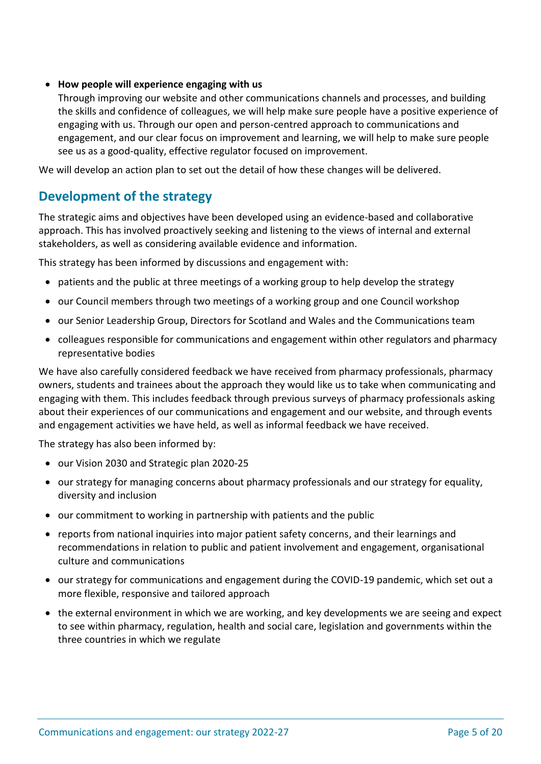- **How people will experience engaging with us**
  Through improving our website and other communications channels and processes, and building the skills and confidence of colleagues, we will help make sure people have a positive experience of engaging with us. Through our open and person-centred approach to communications and engagement, and our clear focus on improvement and learning, we will help to make sure people see us as a good-quality, effective regulator focused on improvement.

We will develop an action plan to set out the detail of how these changes will be delivered.

## Development of the strategy

The strategic aims and objectives have been developed using an evidence-based and collaborative approach. This has involved proactively seeking and listening to the views of internal and external stakeholders, as well as considering available evidence and information.

This strategy has been informed by discussions and engagement with:

- patients and the public at three meetings of a working group to help develop the strategy
- our Council members through two meetings of a working group and one Council workshop
- our Senior Leadership Group, Directors for Scotland and Wales and the Communications team
- colleagues responsible for communications and engagement within other regulators and pharmacy representative bodies

We have also carefully considered feedback we have received from pharmacy professionals, pharmacy owners, students and trainees about the approach they would like us to take when communicating and engaging with them. This includes feedback through previous surveys of pharmacy professionals asking about their experiences of our communications and engagement and our website, and through events and engagement activities we have held, as well as informal feedback we have received.

The strategy has also been informed by:

- our Vision 2030 and Strategic plan 2020-25
- our strategy for managing concerns about pharmacy professionals and our strategy for equality, diversity and inclusion
- our commitment to working in partnership with patients and the public
- reports from national inquiries into major patient safety concerns, and their learnings and recommendations in relation to public and patient involvement and engagement, organisational culture and communications
- our strategy for communications and engagement during the COVID-19 pandemic, which set out a more flexible, responsive and tailored approach
- the external environment in which we are working, and key developments we are seeing and expect to see within pharmacy, regulation, health and social care, legislation and governments within the three countries in which we regulate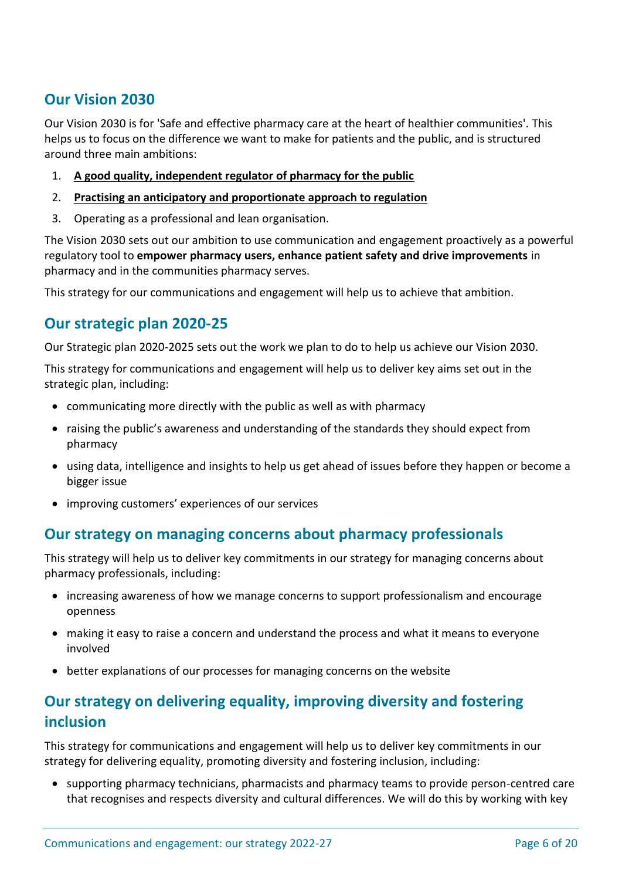## Our Vision 2030

Our Vision 2030 is for 'Safe and effective pharmacy care at the heart of healthier communities'. This helps us to focus on the difference we want to make for patients and the public, and is structured around three main ambitions:

1. **A good quality, independent regulator of pharmacy for the public**
2. **Practising an anticipatory and proportionate approach to regulation**
3. Operating as a professional and lean organisation.

The Vision 2030 sets out our ambition to use communication and engagement proactively as a powerful regulatory tool to **empower pharmacy users, enhance patient safety and drive improvements** in pharmacy and in the communities pharmacy serves.

This strategy for our communications and engagement will help us to achieve that ambition.

## Our strategic plan 2020-25

Our Strategic plan 2020-2025 sets out the work we plan to do to help us achieve our Vision 2030.

This strategy for communications and engagement will help us to deliver key aims set out in the strategic plan, including:

- communicating more directly with the public as well as with pharmacy
- raising the public's awareness and understanding of the standards they should expect from pharmacy
- using data, intelligence and insights to help us get ahead of issues before they happen or become a bigger issue
- improving customers' experiences of our services

## Our strategy on managing concerns about pharmacy professionals

This strategy will help us to deliver key commitments in our strategy for managing concerns about pharmacy professionals, including:

- increasing awareness of how we manage concerns to support professionalism and encourage openness
- making it easy to raise a concern and understand the process and what it means to everyone involved
- better explanations of our processes for managing concerns on the website

## Our strategy on delivering equality, improving diversity and fostering inclusion

This strategy for communications and engagement will help us to deliver key commitments in our strategy for delivering equality, promoting diversity and fostering inclusion, including:

- supporting pharmacy technicians, pharmacists and pharmacy teams to provide person-centred care that recognises and respects diversity and cultural differences. We will do this by working with key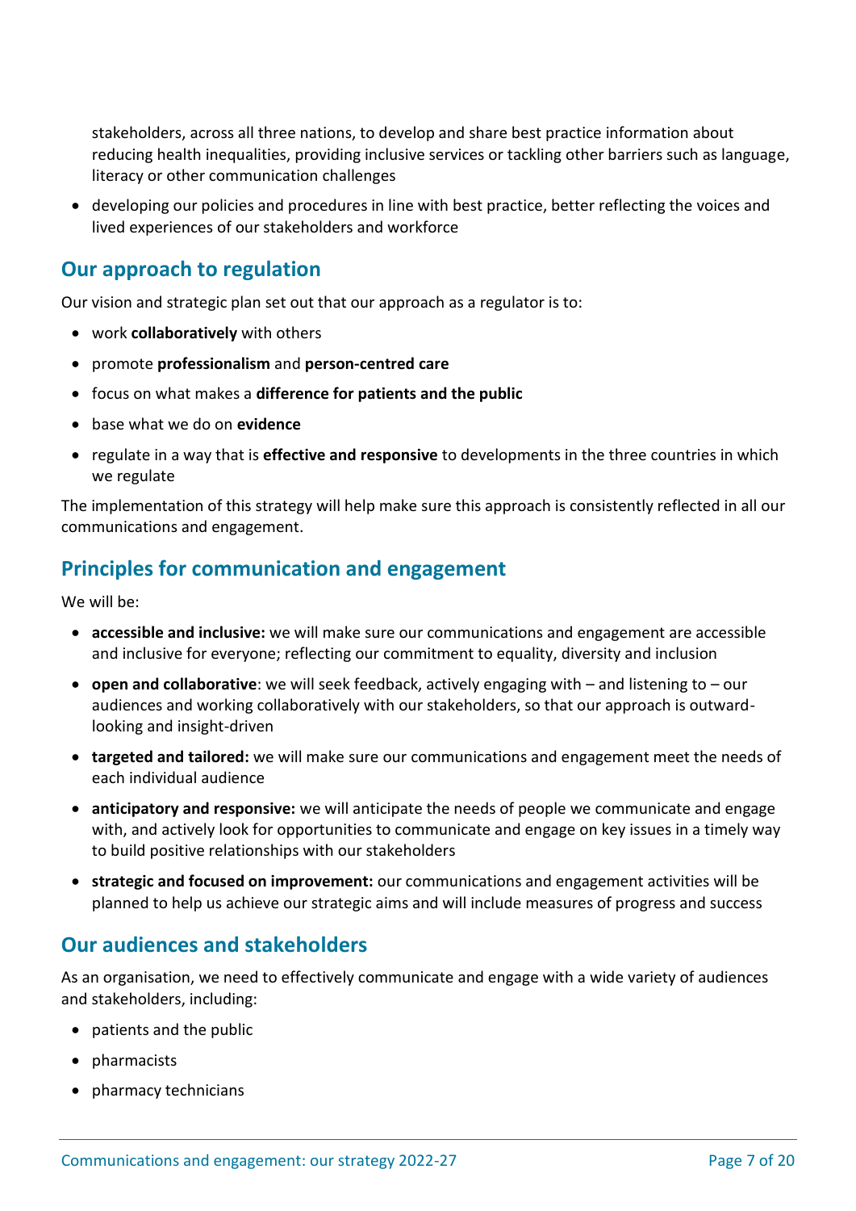stakeholders, across all three nations, to develop and share best practice information about reducing health inequalities, providing inclusive services or tackling other barriers such as language, literacy or other communication challenges

- developing our policies and procedures in line with best practice, better reflecting the voices and lived experiences of our stakeholders and workforce

## Our approach to regulation

Our vision and strategic plan set out that our approach as a regulator is to:

- work **collaboratively** with others
- promote **professionalism** and **person-centred care**
- focus on what makes a **difference for patients and the public**
- base what we do on **evidence**
- regulate in a way that is **effective and responsive** to developments in the three countries in which we regulate

The implementation of this strategy will help make sure this approach is consistently reflected in all our communications and engagement.

## Principles for communication and engagement

We will be:

- **accessible and inclusive:** we will make sure our communications and engagement are accessible and inclusive for everyone; reflecting our commitment to equality, diversity and inclusion
- **open and collaborative**: we will seek feedback, actively engaging with – and listening to – our audiences and working collaboratively with our stakeholders, so that our approach is outward-looking and insight-driven
- **targeted and tailored:** we will make sure our communications and engagement meet the needs of each individual audience
- **anticipatory and responsive:** we will anticipate the needs of people we communicate and engage with, and actively look for opportunities to communicate and engage on key issues in a timely way to build positive relationships with our stakeholders
- **strategic and focused on improvement:** our communications and engagement activities will be planned to help us achieve our strategic aims and will include measures of progress and success

## Our audiences and stakeholders

As an organisation, we need to effectively communicate and engage with a wide variety of audiences and stakeholders, including:

- patients and the public
- pharmacists
- pharmacy technicians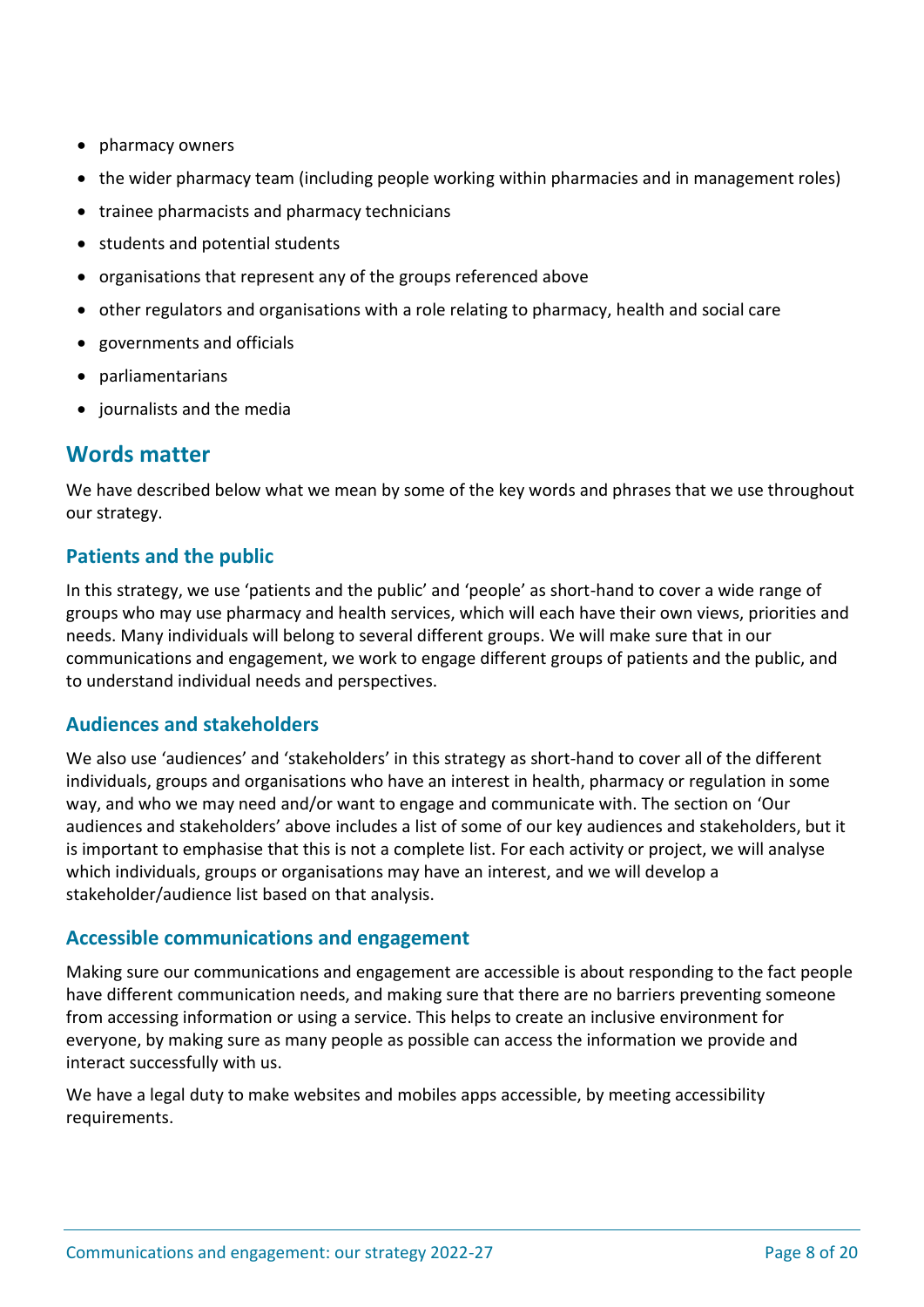- pharmacy owners
- the wider pharmacy team (including people working within pharmacies and in management roles)
- trainee pharmacists and pharmacy technicians
- students and potential students
- organisations that represent any of the groups referenced above
- other regulators and organisations with a role relating to pharmacy, health and social care
- governments and officials
- parliamentarians
- journalists and the media

## Words matter

We have described below what we mean by some of the key words and phrases that we use throughout our strategy.

### Patients and the public

In this strategy, we use 'patients and the public' and 'people' as short-hand to cover a wide range of groups who may use pharmacy and health services, which will each have their own views, priorities and needs. Many individuals will belong to several different groups. We will make sure that in our communications and engagement, we work to engage different groups of patients and the public, and to understand individual needs and perspectives.

### Audiences and stakeholders

We also use 'audiences' and 'stakeholders' in this strategy as short-hand to cover all of the different individuals, groups and organisations who have an interest in health, pharmacy or regulation in some way, and who we may need and/or want to engage and communicate with. The section on 'Our audiences and stakeholders' above includes a list of some of our key audiences and stakeholders, but it is important to emphasise that this is not a complete list. For each activity or project, we will analyse which individuals, groups or organisations may have an interest, and we will develop a stakeholder/audience list based on that analysis.

### Accessible communications and engagement

Making sure our communications and engagement are accessible is about responding to the fact people have different communication needs, and making sure that there are no barriers preventing someone from accessing information or using a service. This helps to create an inclusive environment for everyone, by making sure as many people as possible can access the information we provide and interact successfully with us.

We have a legal duty to make websites and mobiles apps accessible, by meeting accessibility requirements.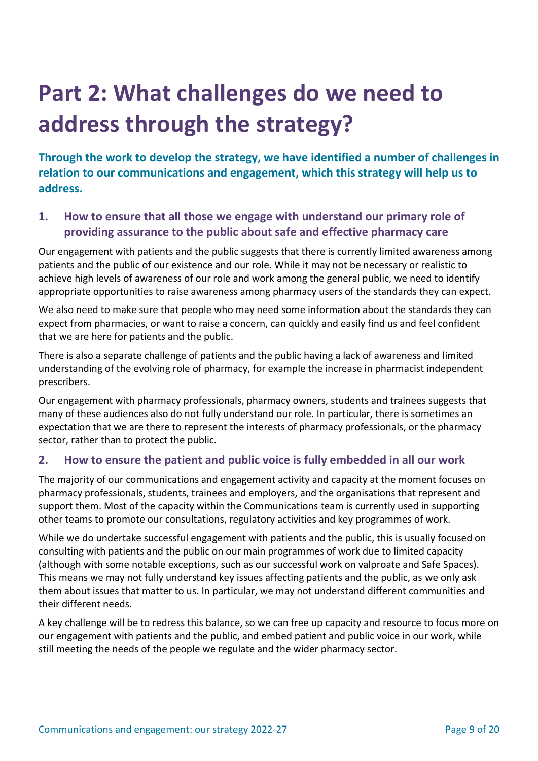# Part 2: What challenges do we need to address through the strategy?

**Through the work to develop the strategy, we have identified a number of challenges in relation to our communications and engagement, which this strategy will help us to address.**

## 1. How to ensure that all those we engage with understand our primary role of providing assurance to the public about safe and effective pharmacy care

Our engagement with patients and the public suggests that there is currently limited awareness among patients and the public of our existence and our role. While it may not be necessary or realistic to achieve high levels of awareness of our role and work among the general public, we need to identify appropriate opportunities to raise awareness among pharmacy users of the standards they can expect.

We also need to make sure that people who may need some information about the standards they can expect from pharmacies, or want to raise a concern, can quickly and easily find us and feel confident that we are here for patients and the public.

There is also a separate challenge of patients and the public having a lack of awareness and limited understanding of the evolving role of pharmacy, for example the increase in pharmacist independent prescribers.

Our engagement with pharmacy professionals, pharmacy owners, students and trainees suggests that many of these audiences also do not fully understand our role. In particular, there is sometimes an expectation that we are there to represent the interests of pharmacy professionals, or the pharmacy sector, rather than to protect the public.

## 2. How to ensure the patient and public voice is fully embedded in all our work

The majority of our communications and engagement activity and capacity at the moment focuses on pharmacy professionals, students, trainees and employers, and the organisations that represent and support them. Most of the capacity within the Communications team is currently used in supporting other teams to promote our consultations, regulatory activities and key programmes of work.

While we do undertake successful engagement with patients and the public, this is usually focused on consulting with patients and the public on our main programmes of work due to limited capacity (although with some notable exceptions, such as our successful work on valproate and Safe Spaces). This means we may not fully understand key issues affecting patients and the public, as we only ask them about issues that matter to us. In particular, we may not understand different communities and their different needs.

A key challenge will be to redress this balance, so we can free up capacity and resource to focus more on our engagement with patients and the public, and embed patient and public voice in our work, while still meeting the needs of the people we regulate and the wider pharmacy sector.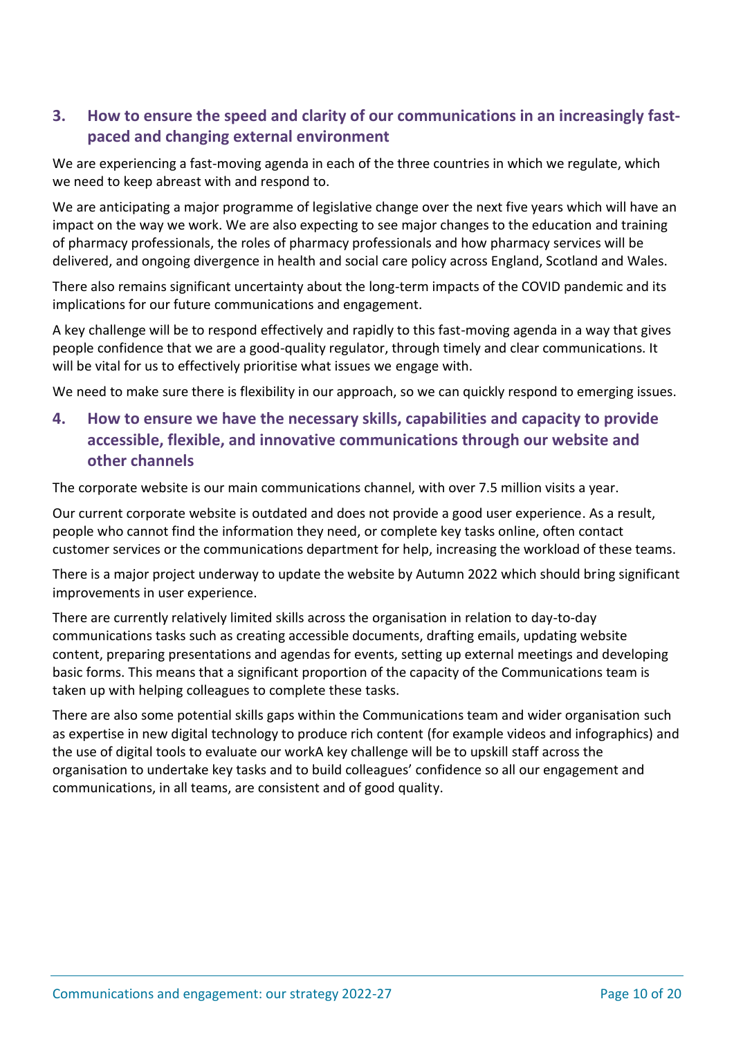## 3. How to ensure the speed and clarity of our communications in an increasingly fast-paced and changing external environment

We are experiencing a fast-moving agenda in each of the three countries in which we regulate, which we need to keep abreast with and respond to.

We are anticipating a major programme of legislative change over the next five years which will have an impact on the way we work. We are also expecting to see major changes to the education and training of pharmacy professionals, the roles of pharmacy professionals and how pharmacy services will be delivered, and ongoing divergence in health and social care policy across England, Scotland and Wales.

There also remains significant uncertainty about the long-term impacts of the COVID pandemic and its implications for our future communications and engagement.

A key challenge will be to respond effectively and rapidly to this fast-moving agenda in a way that gives people confidence that we are a good-quality regulator, through timely and clear communications. It will be vital for us to effectively prioritise what issues we engage with.

We need to make sure there is flexibility in our approach, so we can quickly respond to emerging issues.

## 4. How to ensure we have the necessary skills, capabilities and capacity to provide accessible, flexible, and innovative communications through our website and other channels

The corporate website is our main communications channel, with over 7.5 million visits a year.

Our current corporate website is outdated and does not provide a good user experience. As a result, people who cannot find the information they need, or complete key tasks online, often contact customer services or the communications department for help, increasing the workload of these teams.

There is a major project underway to update the website by Autumn 2022 which should bring significant improvements in user experience.

There are currently relatively limited skills across the organisation in relation to day-to-day communications tasks such as creating accessible documents, drafting emails, updating website content, preparing presentations and agendas for events, setting up external meetings and developing basic forms. This means that a significant proportion of the capacity of the Communications team is taken up with helping colleagues to complete these tasks.

There are also some potential skills gaps within the Communications team and wider organisation such as expertise in new digital technology to produce rich content (for example videos and infographics) and the use of digital tools to evaluate our workA key challenge will be to upskill staff across the organisation to undertake key tasks and to build colleagues' confidence so all our engagement and communications, in all teams, are consistent and of good quality.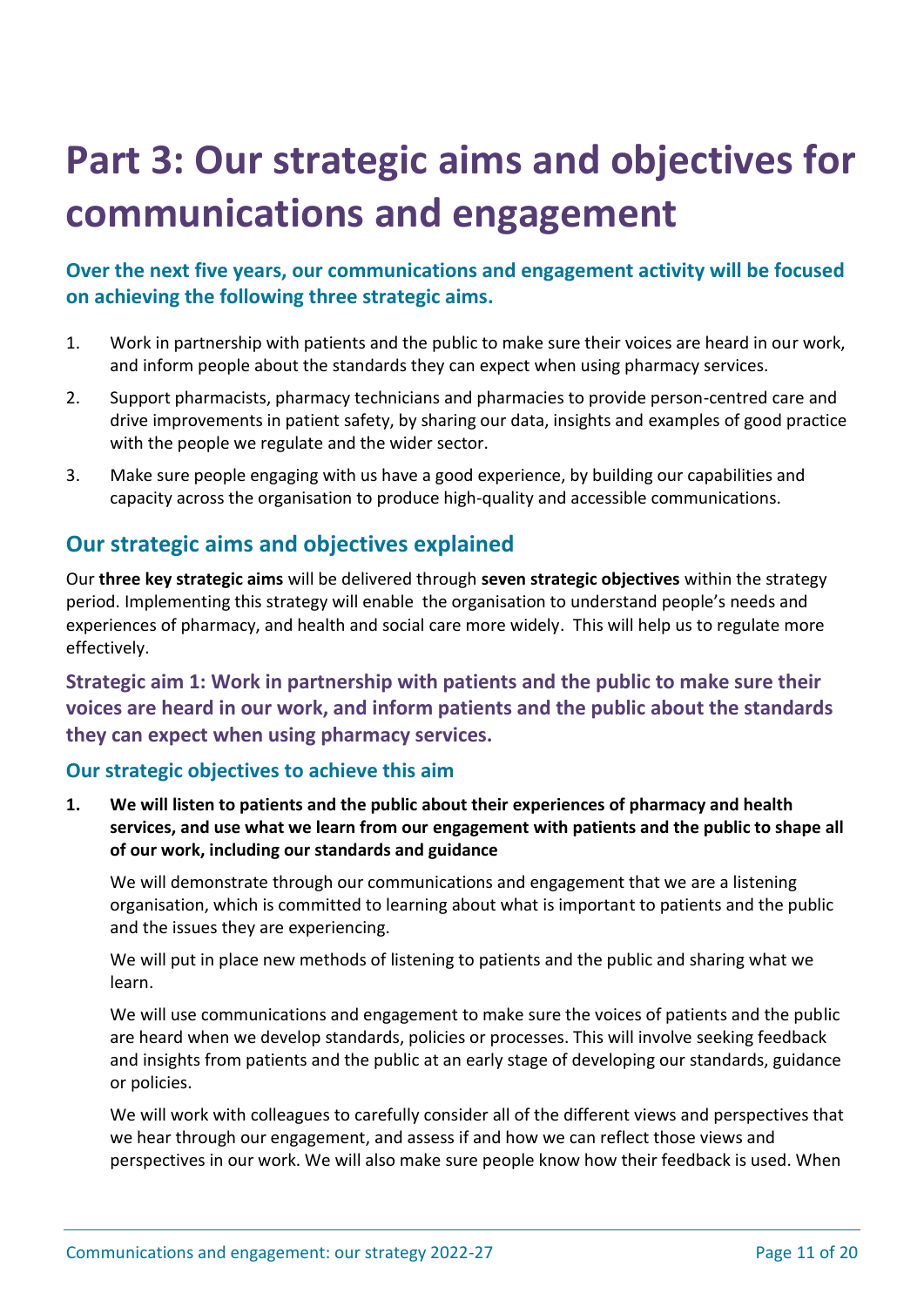# Part 3: Our strategic aims and objectives for communications and engagement

### Over the next five years, our communications and engagement activity will be focused on achieving the following three strategic aims.

1. Work in partnership with patients and the public to make sure their voices are heard in our work, and inform people about the standards they can expect when using pharmacy services.
2. Support pharmacists, pharmacy technicians and pharmacies to provide person-centred care and drive improvements in patient safety, by sharing our data, insights and examples of good practice with the people we regulate and the wider sector.
3. Make sure people engaging with us have a good experience, by building our capabilities and capacity across the organisation to produce high-quality and accessible communications.

## Our strategic aims and objectives explained

Our **three key strategic aims** will be delivered through **seven strategic objectives** within the strategy period. Implementing this strategy will enable the organisation to understand people's needs and experiences of pharmacy, and health and social care more widely. This will help us to regulate more effectively.

### Strategic aim 1: Work in partnership with patients and the public to make sure their voices are heard in our work, and inform patients and the public about the standards they can expect when using pharmacy services.

### Our strategic objectives to achieve this aim

1. **We will listen to patients and the public about their experiences of pharmacy and health services, and use what we learn from our engagement with patients and the public to shape all of our work, including our standards and guidance**

   We will demonstrate through our communications and engagement that we are a listening organisation, which is committed to learning about what is important to patients and the public and the issues they are experiencing.

   We will put in place new methods of listening to patients and the public and sharing what we learn.

   We will use communications and engagement to make sure the voices of patients and the public are heard when we develop standards, policies or processes. This will involve seeking feedback and insights from patients and the public at an early stage of developing our standards, guidance or policies.

   We will work with colleagues to carefully consider all of the different views and perspectives that we hear through our engagement, and assess if and how we can reflect those views and perspectives in our work. We will also make sure people know how their feedback is used. When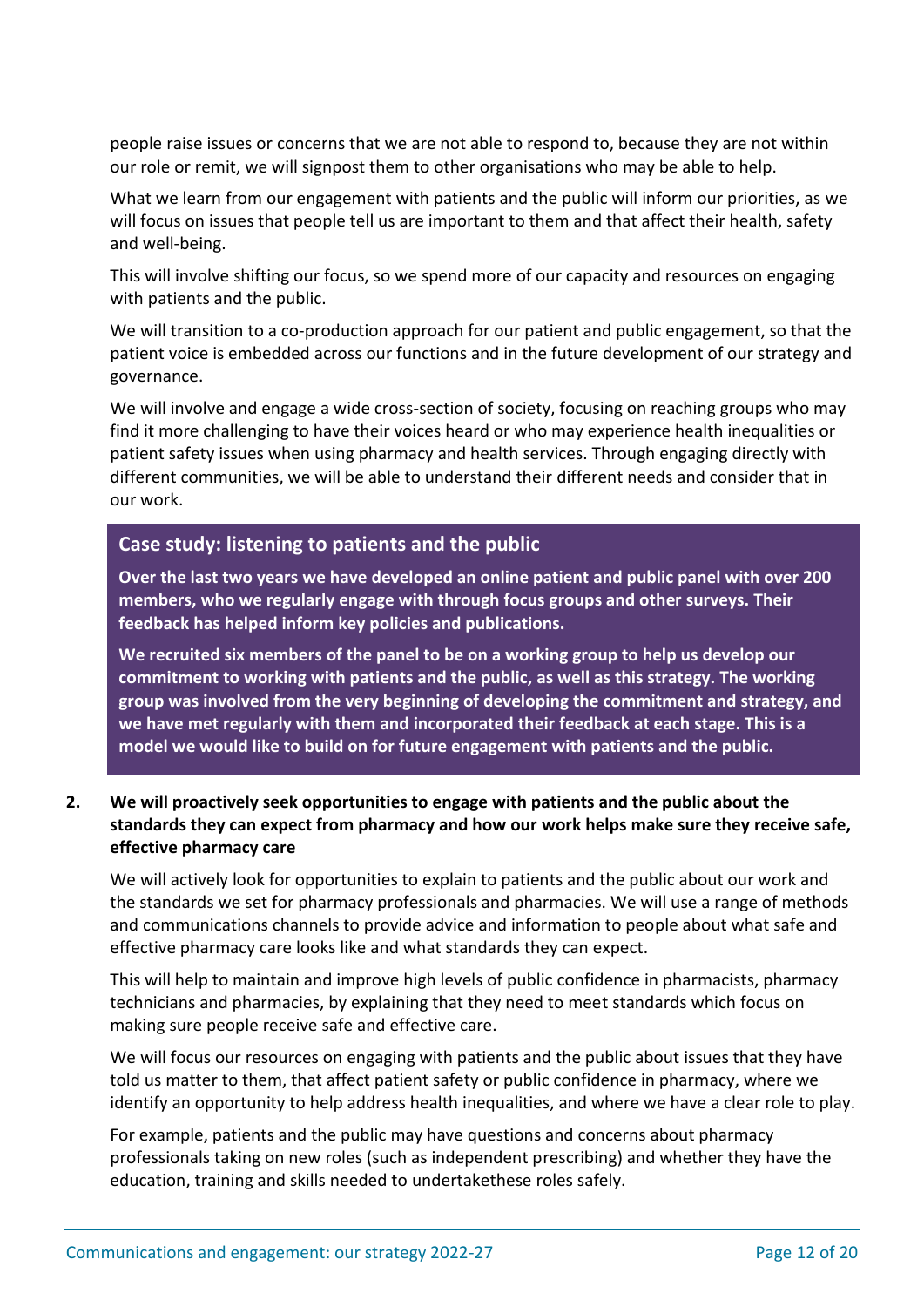people raise issues or concerns that we are not able to respond to, because they are not within our role or remit, we will signpost them to other organisations who may be able to help.

What we learn from our engagement with patients and the public will inform our priorities, as we will focus on issues that people tell us are important to them and that affect their health, safety and well-being.

This will involve shifting our focus, so we spend more of our capacity and resources on engaging with patients and the public.

We will transition to a co-production approach for our patient and public engagement, so that the patient voice is embedded across our functions and in the future development of our strategy and governance.

We will involve and engage a wide cross-section of society, focusing on reaching groups who may find it more challenging to have their voices heard or who may experience health inequalities or patient safety issues when using pharmacy and health services. Through engaging directly with different communities, we will be able to understand their different needs and consider that in our work.

> ### Case study: listening to patients and the public
>
> **Over the last two years we have developed an online patient and public panel with over 200 members, who we regularly engage with through focus groups and other surveys. Their feedback has helped inform key policies and publications.**
>
> **We recruited six members of the panel to be on a working group to help us develop our commitment to working with patients and the public, as well as this strategy. The working group was involved from the very beginning of developing the commitment and strategy, and we have met regularly with them and incorporated their feedback at each stage. This is a model we would like to build on for future engagement with patients and the public.**

2. **We will proactively seek opportunities to engage with patients and the public about the standards they can expect from pharmacy and how our work helps make sure they receive safe, effective pharmacy care**

We will actively look for opportunities to explain to patients and the public about our work and the standards we set for pharmacy professionals and pharmacies. We will use a range of methods and communications channels to provide advice and information to people about what safe and effective pharmacy care looks like and what standards they can expect.

This will help to maintain and improve high levels of public confidence in pharmacists, pharmacy technicians and pharmacies, by explaining that they need to meet standards which focus on making sure people receive safe and effective care.

We will focus our resources on engaging with patients and the public about issues that they have told us matter to them, that affect patient safety or public confidence in pharmacy, where we identify an opportunity to help address health inequalities, and where we have a clear role to play.

For example, patients and the public may have questions and concerns about pharmacy professionals taking on new roles (such as independent prescribing) and whether they have the education, training and skills needed to undertakethese roles safely.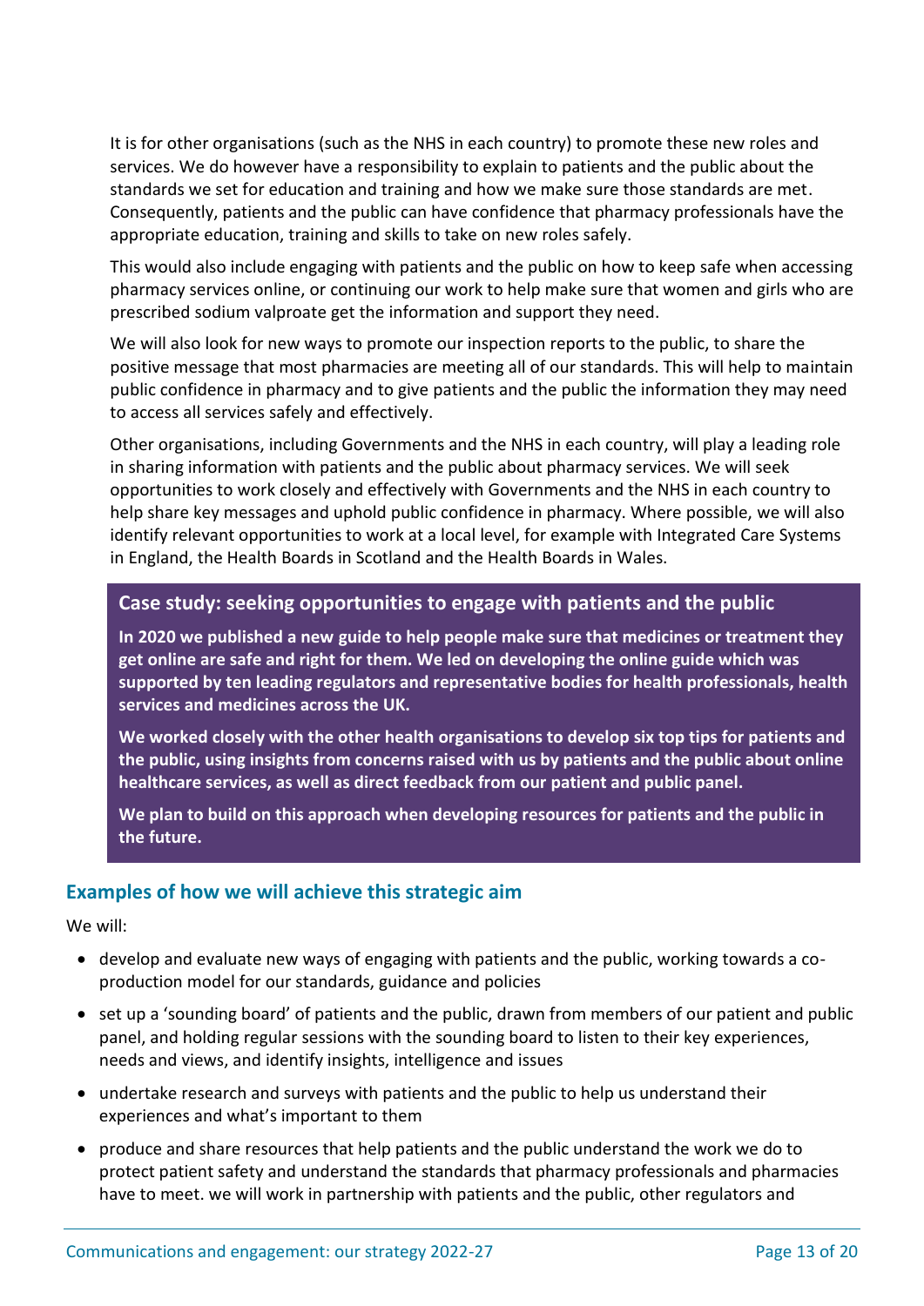It is for other organisations (such as the NHS in each country) to promote these new roles and services. We do however have a responsibility to explain to patients and the public about the standards we set for education and training and how we make sure those standards are met. Consequently, patients and the public can have confidence that pharmacy professionals have the appropriate education, training and skills to take on new roles safely.

This would also include engaging with patients and the public on how to keep safe when accessing pharmacy services online, or continuing our work to help make sure that women and girls who are prescribed sodium valproate get the information and support they need.

We will also look for new ways to promote our inspection reports to the public, to share the positive message that most pharmacies are meeting all of our standards. This will help to maintain public confidence in pharmacy and to give patients and the public the information they may need to access all services safely and effectively.

Other organisations, including Governments and the NHS in each country, will play a leading role in sharing information with patients and the public about pharmacy services. We will seek opportunities to work closely and effectively with Governments and the NHS in each country to help share key messages and uphold public confidence in pharmacy. Where possible, we will also identify relevant opportunities to work at a local level, for example with Integrated Care Systems in England, the Health Boards in Scotland and the Health Boards in Wales.

### Case study: seeking opportunities to engage with patients and the public

**In 2020 we published a new guide to help people make sure that medicines or treatment they get online are safe and right for them. We led on developing the online guide which was supported by ten leading regulators and representative bodies for health professionals, health services and medicines across the UK.**

**We worked closely with the other health organisations to develop six top tips for patients and the public, using insights from concerns raised with us by patients and the public about online healthcare services, as well as direct feedback from our patient and public panel.**

**We plan to build on this approach when developing resources for patients and the public in the future.**

## Examples of how we will achieve this strategic aim

We will:

- develop and evaluate new ways of engaging with patients and the public, working towards a co-production model for our standards, guidance and policies
- set up a 'sounding board' of patients and the public, drawn from members of our patient and public panel, and holding regular sessions with the sounding board to listen to their key experiences, needs and views, and identify insights, intelligence and issues
- undertake research and surveys with patients and the public to help us understand their experiences and what's important to them
- produce and share resources that help patients and the public understand the work we do to protect patient safety and understand the standards that pharmacy professionals and pharmacies have to meet. we will work in partnership with patients and the public, other regulators and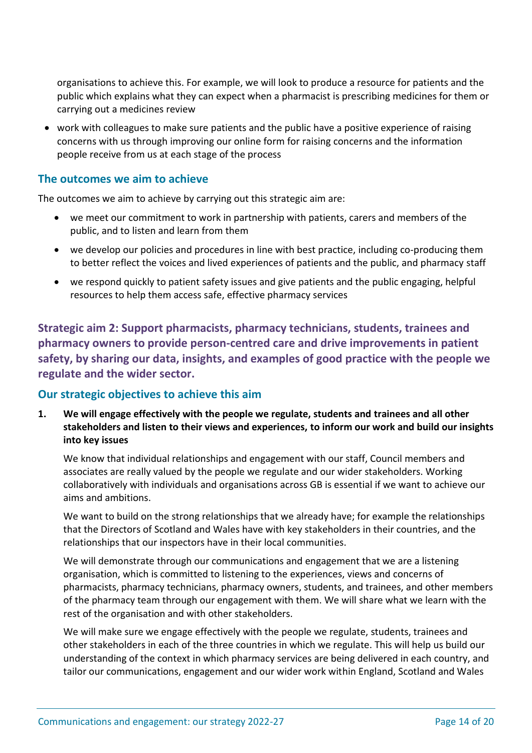organisations to achieve this. For example, we will look to produce a resource for patients and the public which explains what they can expect when a pharmacist is prescribing medicines for them or carrying out a medicines review

- work with colleagues to make sure patients and the public have a positive experience of raising concerns with us through improving our online form for raising concerns and the information people receive from us at each stage of the process

### The outcomes we aim to achieve

The outcomes we aim to achieve by carrying out this strategic aim are:

- we meet our commitment to work in partnership with patients, carers and members of the public, and to listen and learn from them
- we develop our policies and procedures in line with best practice, including co-producing them to better reflect the voices and lived experiences of patients and the public, and pharmacy staff
- we respond quickly to patient safety issues and give patients and the public engaging, helpful resources to help them access safe, effective pharmacy services

## Strategic aim 2: Support pharmacists, pharmacy technicians, students, trainees and pharmacy owners to provide person-centred care and drive improvements in patient safety, by sharing our data, insights, and examples of good practice with the people we regulate and the wider sector.

### Our strategic objectives to achieve this aim

1. **We will engage effectively with the people we regulate, students and trainees and all other stakeholders and listen to their views and experiences, to inform our work and build our insights into key issues**

   We know that individual relationships and engagement with our staff, Council members and associates are really valued by the people we regulate and our wider stakeholders. Working collaboratively with individuals and organisations across GB is essential if we want to achieve our aims and ambitions.

   We want to build on the strong relationships that we already have; for example the relationships that the Directors of Scotland and Wales have with key stakeholders in their countries, and the relationships that our inspectors have in their local communities.

   We will demonstrate through our communications and engagement that we are a listening organisation, which is committed to listening to the experiences, views and concerns of pharmacists, pharmacy technicians, pharmacy owners, students, and trainees, and other members of the pharmacy team through our engagement with them. We will share what we learn with the rest of the organisation and with other stakeholders.

   We will make sure we engage effectively with the people we regulate, students, trainees and other stakeholders in each of the three countries in which we regulate. This will help us build our understanding of the context in which pharmacy services are being delivered in each country, and tailor our communications, engagement and our wider work within England, Scotland and Wales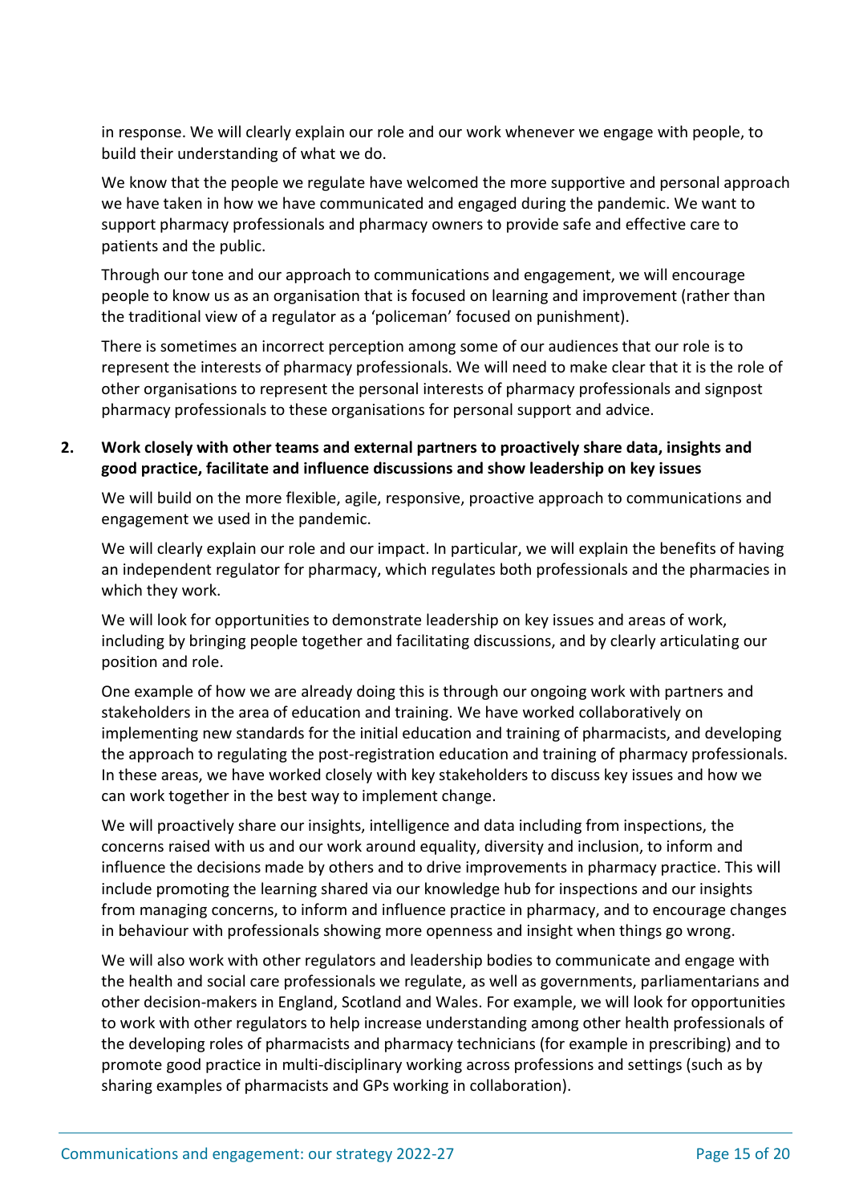in response. We will clearly explain our role and our work whenever we engage with people, to build their understanding of what we do.

We know that the people we regulate have welcomed the more supportive and personal approach we have taken in how we have communicated and engaged during the pandemic. We want to support pharmacy professionals and pharmacy owners to provide safe and effective care to patients and the public.

Through our tone and our approach to communications and engagement, we will encourage people to know us as an organisation that is focused on learning and improvement (rather than the traditional view of a regulator as a 'policeman' focused on punishment).

There is sometimes an incorrect perception among some of our audiences that our role is to represent the interests of pharmacy professionals. We will need to make clear that it is the role of other organisations to represent the personal interests of pharmacy professionals and signpost pharmacy professionals to these organisations for personal support and advice.

**2. Work closely with other teams and external partners to proactively share data, insights and good practice, facilitate and influence discussions and show leadership on key issues**

We will build on the more flexible, agile, responsive, proactive approach to communications and engagement we used in the pandemic.

We will clearly explain our role and our impact. In particular, we will explain the benefits of having an independent regulator for pharmacy, which regulates both professionals and the pharmacies in which they work.

We will look for opportunities to demonstrate leadership on key issues and areas of work, including by bringing people together and facilitating discussions, and by clearly articulating our position and role.

One example of how we are already doing this is through our ongoing work with partners and stakeholders in the area of education and training. We have worked collaboratively on implementing new standards for the initial education and training of pharmacists, and developing the approach to regulating the post-registration education and training of pharmacy professionals. In these areas, we have worked closely with key stakeholders to discuss key issues and how we can work together in the best way to implement change.

We will proactively share our insights, intelligence and data including from inspections, the concerns raised with us and our work around equality, diversity and inclusion, to inform and influence the decisions made by others and to drive improvements in pharmacy practice. This will include promoting the learning shared via our knowledge hub for inspections and our insights from managing concerns, to inform and influence practice in pharmacy, and to encourage changes in behaviour with professionals showing more openness and insight when things go wrong.

We will also work with other regulators and leadership bodies to communicate and engage with the health and social care professionals we regulate, as well as governments, parliamentarians and other decision-makers in England, Scotland and Wales. For example, we will look for opportunities to work with other regulators to help increase understanding among other health professionals of the developing roles of pharmacists and pharmacy technicians (for example in prescribing) and to promote good practice in multi-disciplinary working across professions and settings (such as by sharing examples of pharmacists and GPs working in collaboration).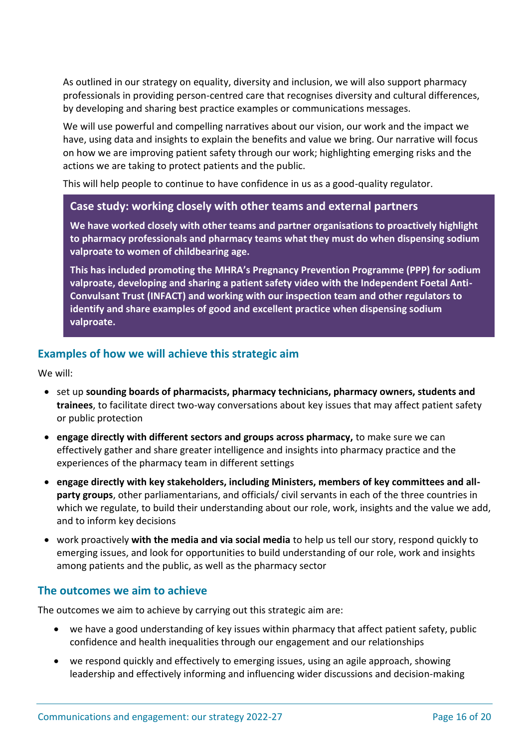As outlined in our strategy on equality, diversity and inclusion, we will also support pharmacy professionals in providing person-centred care that recognises diversity and cultural differences, by developing and sharing best practice examples or communications messages.

We will use powerful and compelling narratives about our vision, our work and the impact we have, using data and insights to explain the benefits and value we bring. Our narrative will focus on how we are improving patient safety through our work; highlighting emerging risks and the actions we are taking to protect patients and the public.

This will help people to continue to have confidence in us as a good-quality regulator.

> ### Case study: working closely with other teams and external partners
>
> **We have worked closely with other teams and partner organisations to proactively highlight to pharmacy professionals and pharmacy teams what they must do when dispensing sodium valproate to women of childbearing age.**
>
> **This has included promoting the MHRA's Pregnancy Prevention Programme (PPP) for sodium valproate, developing and sharing a patient safety video with the Independent Foetal Anti-Convulsant Trust (INFACT) and working with our inspection team and other regulators to identify and share examples of good and excellent practice when dispensing sodium valproate.**

## Examples of how we will achieve this strategic aim

We will:

- set up **sounding boards of pharmacists, pharmacy technicians, pharmacy owners, students and trainees**, to facilitate direct two-way conversations about key issues that may affect patient safety or public protection
- **engage directly with different sectors and groups across pharmacy,** to make sure we can effectively gather and share greater intelligence and insights into pharmacy practice and the experiences of the pharmacy team in different settings
- **engage directly with key stakeholders, including Ministers, members of key committees and all-party groups**, other parliamentarians, and officials/ civil servants in each of the three countries in which we regulate, to build their understanding about our role, work, insights and the value we add, and to inform key decisions
- work proactively **with the media and via social media** to help us tell our story, respond quickly to emerging issues, and look for opportunities to build understanding of our role, work and insights among patients and the public, as well as the pharmacy sector

## The outcomes we aim to achieve

The outcomes we aim to achieve by carrying out this strategic aim are:

- we have a good understanding of key issues within pharmacy that affect patient safety, public confidence and health inequalities through our engagement and our relationships
- we respond quickly and effectively to emerging issues, using an agile approach, showing leadership and effectively informing and influencing wider discussions and decision-making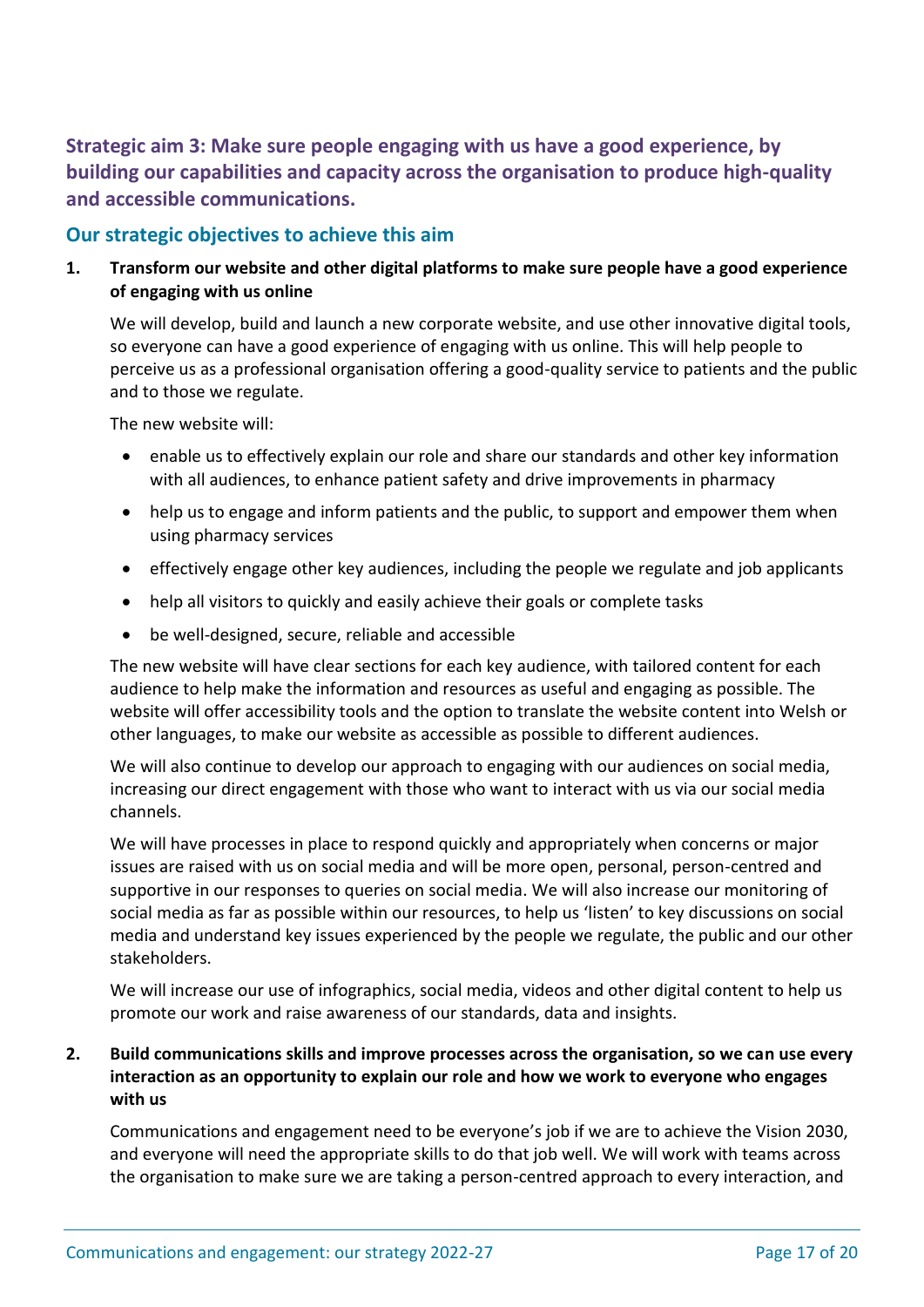## Strategic aim 3: Make sure people engaging with us have a good experience, by building our capabilities and capacity across the organisation to produce high-quality and accessible communications.

### Our strategic objectives to achieve this aim

**1. Transform our website and other digital platforms to make sure people have a good experience of engaging with us online**

We will develop, build and launch a new corporate website, and use other innovative digital tools, so everyone can have a good experience of engaging with us online. This will help people to perceive us as a professional organisation offering a good-quality service to patients and the public and to those we regulate.

The new website will:

- enable us to effectively explain our role and share our standards and other key information with all audiences, to enhance patient safety and drive improvements in pharmacy
- help us to engage and inform patients and the public, to support and empower them when using pharmacy services
- effectively engage other key audiences, including the people we regulate and job applicants
- help all visitors to quickly and easily achieve their goals or complete tasks
- be well-designed, secure, reliable and accessible

The new website will have clear sections for each key audience, with tailored content for each audience to help make the information and resources as useful and engaging as possible. The website will offer accessibility tools and the option to translate the website content into Welsh or other languages, to make our website as accessible as possible to different audiences.

We will also continue to develop our approach to engaging with our audiences on social media, increasing our direct engagement with those who want to interact with us via our social media channels.

We will have processes in place to respond quickly and appropriately when concerns or major issues are raised with us on social media and will be more open, personal, person-centred and supportive in our responses to queries on social media. We will also increase our monitoring of social media as far as possible within our resources, to help us 'listen' to key discussions on social media and understand key issues experienced by the people we regulate, the public and our other stakeholders.

We will increase our use of infographics, social media, videos and other digital content to help us promote our work and raise awareness of our standards, data and insights.

**2. Build communications skills and improve processes across the organisation, so we can use every interaction as an opportunity to explain our role and how we work to everyone who engages with us**

Communications and engagement need to be everyone's job if we are to achieve the Vision 2030, and everyone will need the appropriate skills to do that job well. We will work with teams across the organisation to make sure we are taking a person-centred approach to every interaction, and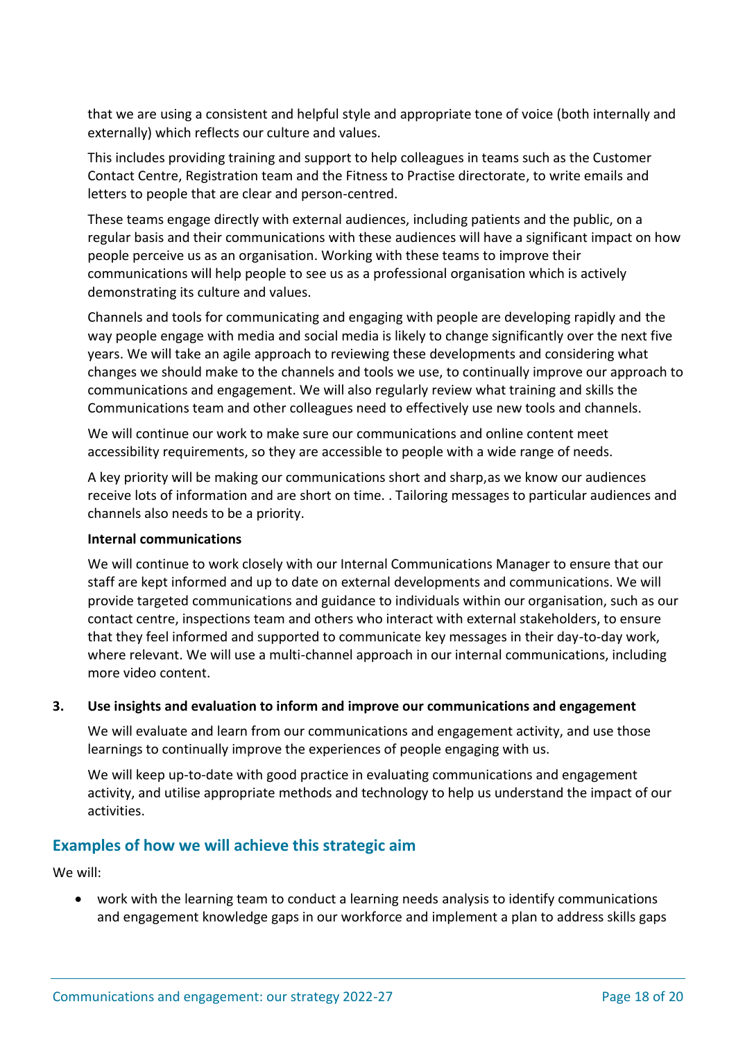that we are using a consistent and helpful style and appropriate tone of voice (both internally and externally) which reflects our culture and values.

This includes providing training and support to help colleagues in teams such as the Customer Contact Centre, Registration team and the Fitness to Practise directorate, to write emails and letters to people that are clear and person-centred.

These teams engage directly with external audiences, including patients and the public, on a regular basis and their communications with these audiences will have a significant impact on how people perceive us as an organisation. Working with these teams to improve their communications will help people to see us as a professional organisation which is actively demonstrating its culture and values.

Channels and tools for communicating and engaging with people are developing rapidly and the way people engage with media and social media is likely to change significantly over the next five years. We will take an agile approach to reviewing these developments and considering what changes we should make to the channels and tools we use, to continually improve our approach to communications and engagement. We will also regularly review what training and skills the Communications team and other colleagues need to effectively use new tools and channels.

We will continue our work to make sure our communications and online content meet accessibility requirements, so they are accessible to people with a wide range of needs.

A key priority will be making our communications short and sharp,as we know our audiences receive lots of information and are short on time. . Tailoring messages to particular audiences and channels also needs to be a priority.

**Internal communications**

We will continue to work closely with our Internal Communications Manager to ensure that our staff are kept informed and up to date on external developments and communications. We will provide targeted communications and guidance to individuals within our organisation, such as our contact centre, inspections team and others who interact with external stakeholders, to ensure that they feel informed and supported to communicate key messages in their day-to-day work, where relevant. We will use a multi-channel approach in our internal communications, including more video content.

**3. Use insights and evaluation to inform and improve our communications and engagement**

We will evaluate and learn from our communications and engagement activity, and use those learnings to continually improve the experiences of people engaging with us.

We will keep up-to-date with good practice in evaluating communications and engagement activity, and utilise appropriate methods and technology to help us understand the impact of our activities.

## Examples of how we will achieve this strategic aim

We will:

- work with the learning team to conduct a learning needs analysis to identify communications and engagement knowledge gaps in our workforce and implement a plan to address skills gaps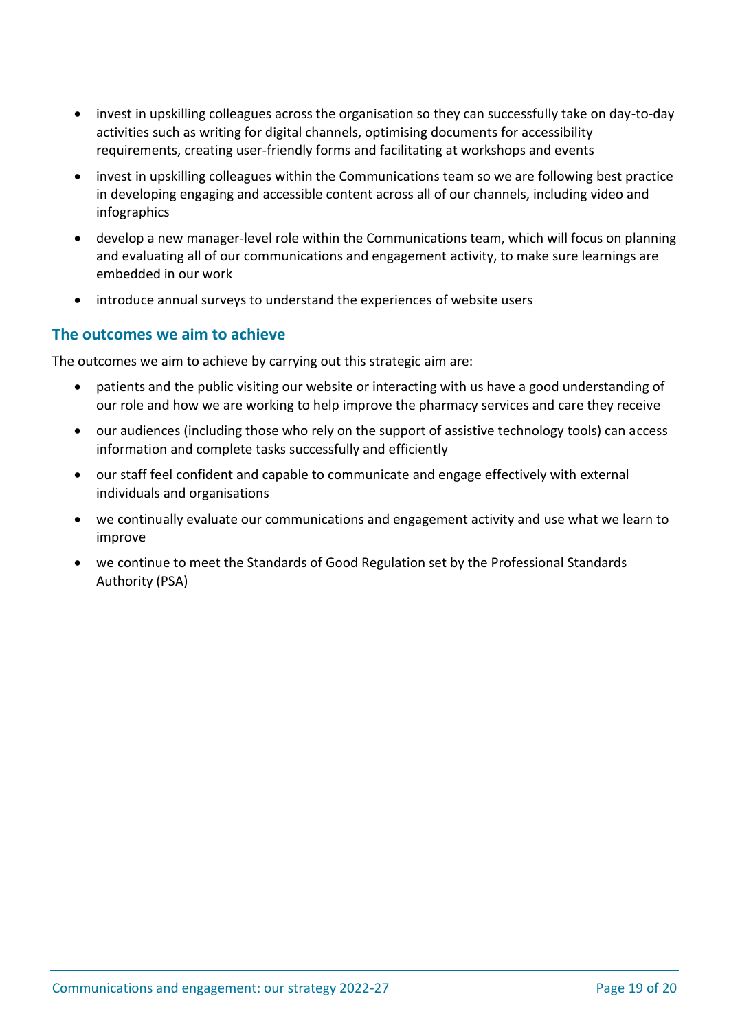- invest in upskilling colleagues across the organisation so they can successfully take on day-to-day activities such as writing for digital channels, optimising documents for accessibility requirements, creating user-friendly forms and facilitating at workshops and events
- invest in upskilling colleagues within the Communications team so we are following best practice in developing engaging and accessible content across all of our channels, including video and infographics
- develop a new manager-level role within the Communications team, which will focus on planning and evaluating all of our communications and engagement activity, to make sure learnings are embedded in our work
- introduce annual surveys to understand the experiences of website users

## The outcomes we aim to achieve

The outcomes we aim to achieve by carrying out this strategic aim are:

- patients and the public visiting our website or interacting with us have a good understanding of our role and how we are working to help improve the pharmacy services and care they receive
- our audiences (including those who rely on the support of assistive technology tools) can access information and complete tasks successfully and efficiently
- our staff feel confident and capable to communicate and engage effectively with external individuals and organisations
- we continually evaluate our communications and engagement activity and use what we learn to improve
- we continue to meet the Standards of Good Regulation set by the Professional Standards Authority (PSA)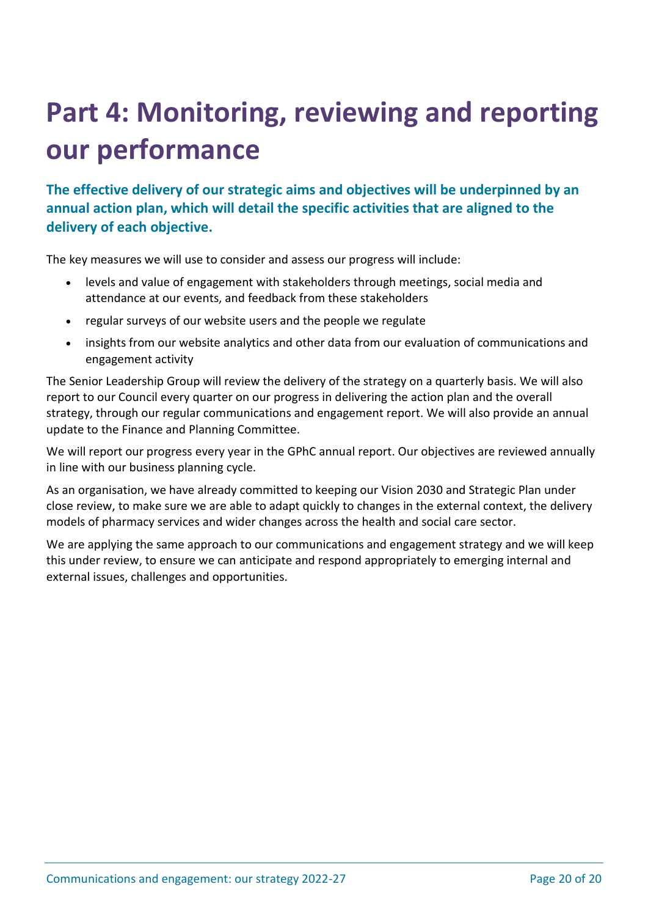# Part 4: Monitoring, reviewing and reporting our performance

**The effective delivery of our strategic aims and objectives will be underpinned by an annual action plan, which will detail the specific activities that are aligned to the delivery of each objective.**

The key measures we will use to consider and assess our progress will include:

- levels and value of engagement with stakeholders through meetings, social media and attendance at our events, and feedback from these stakeholders
- regular surveys of our website users and the people we regulate
- insights from our website analytics and other data from our evaluation of communications and engagement activity

The Senior Leadership Group will review the delivery of the strategy on a quarterly basis. We will also report to our Council every quarter on our progress in delivering the action plan and the overall strategy, through our regular communications and engagement report. We will also provide an annual update to the Finance and Planning Committee.

We will report our progress every year in the GPhC annual report. Our objectives are reviewed annually in line with our business planning cycle.

As an organisation, we have already committed to keeping our Vision 2030 and Strategic Plan under close review, to make sure we are able to adapt quickly to changes in the external context, the delivery models of pharmacy services and wider changes across the health and social care sector.

We are applying the same approach to our communications and engagement strategy and we will keep this under review, to ensure we can anticipate and respond appropriately to emerging internal and external issues, challenges and opportunities.